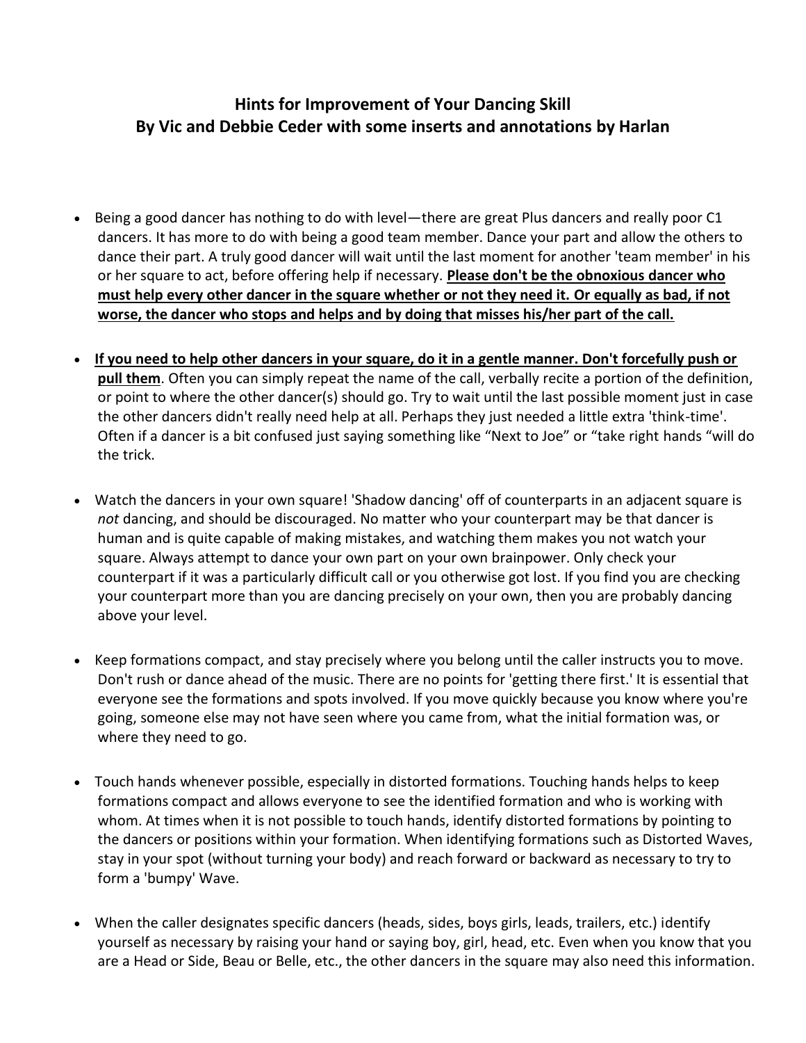# Hints for Improvement of Your Dancing Skill
## By Vic and Debbie Ceder with some inserts and annotations by Harlan

- Being a good dancer has nothing to do with level—there are great Plus dancers and really poor C1 dancers. It has more to do with being a good team member. Dance your part and allow the others to dance their part. A truly good dancer will wait until the last moment for another 'team member' in his or her square to act, before offering help if necessary. **Please don't be the obnoxious dancer who must help every other dancer in the square whether or not they need it. Or equally as bad, if not worse, the dancer who stops and helps and by doing that misses his/her part of the call.**

- **If you need to help other dancers in your square, do it in a gentle manner. Don't forcefully push or pull them**. Often you can simply repeat the name of the call, verbally recite a portion of the definition, or point to where the other dancer(s) should go. Try to wait until the last possible moment just in case the other dancers didn't really need help at all. Perhaps they just needed a little extra 'think-time'. Often if a dancer is a bit confused just saying something like "Next to Joe" or "take right hands "will do the trick.

- Watch the dancers in your own square! 'Shadow dancing' off of counterparts in an adjacent square is *not* dancing, and should be discouraged. No matter who your counterpart may be that dancer is human and is quite capable of making mistakes, and watching them makes you not watch your square. Always attempt to dance your own part on your own brainpower. Only check your counterpart if it was a particularly difficult call or you otherwise got lost. If you find you are checking your counterpart more than you are dancing precisely on your own, then you are probably dancing above your level.

- Keep formations compact, and stay precisely where you belong until the caller instructs you to move. Don't rush or dance ahead of the music. There are no points for 'getting there first.' It is essential that everyone see the formations and spots involved. If you move quickly because you know where you're going, someone else may not have seen where you came from, what the initial formation was, or where they need to go.

- Touch hands whenever possible, especially in distorted formations. Touching hands helps to keep formations compact and allows everyone to see the identified formation and who is working with whom. At times when it is not possible to touch hands, identify distorted formations by pointing to the dancers or positions within your formation. When identifying formations such as Distorted Waves, stay in your spot (without turning your body) and reach forward or backward as necessary to try to form a 'bumpy' Wave.

- When the caller designates specific dancers (heads, sides, boys girls, leads, trailers, etc.) identify yourself as necessary by raising your hand or saying boy, girl, head, etc. Even when you know that you are a Head or Side, Beau or Belle, etc., the other dancers in the square may also need this information.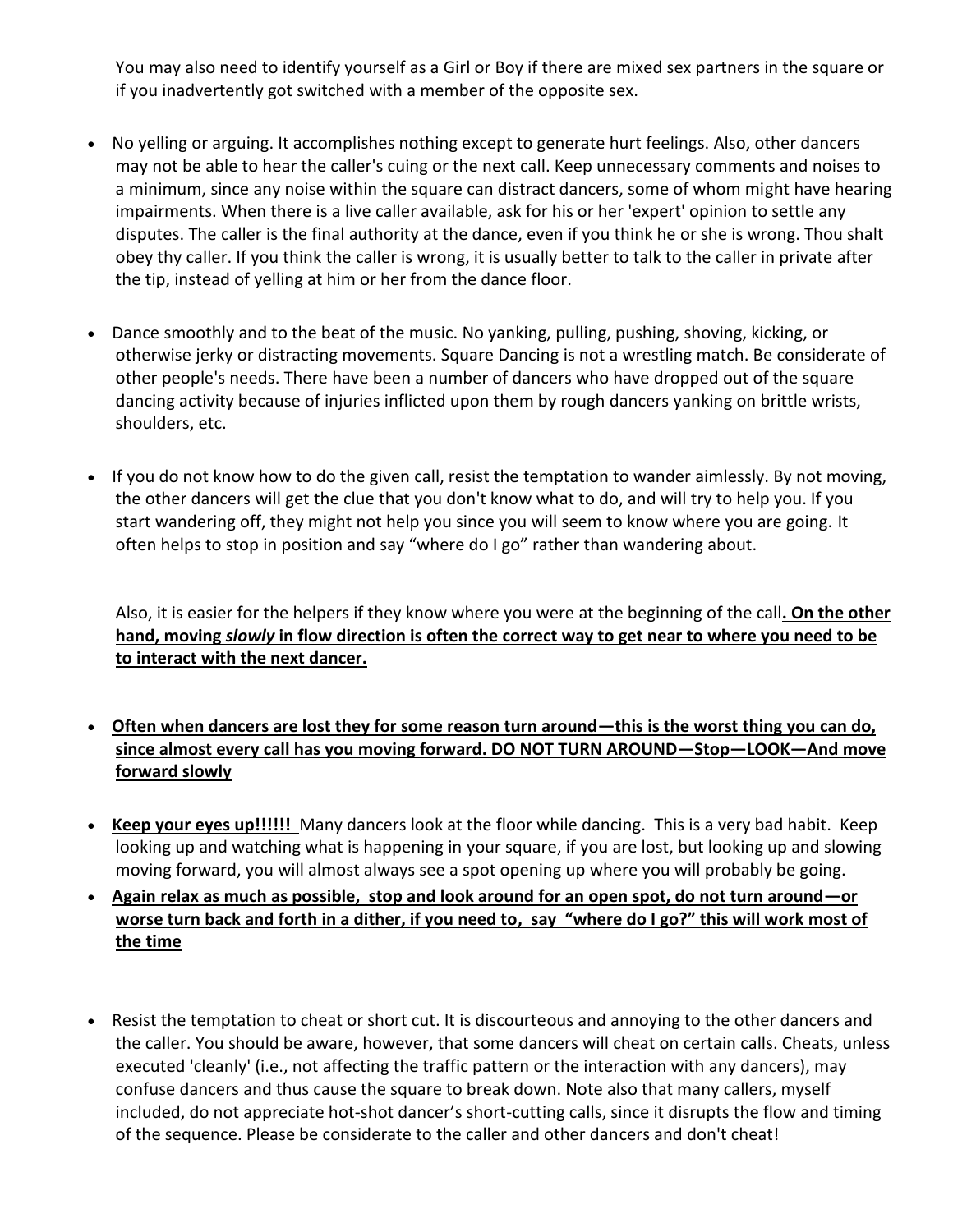You may also need to identify yourself as a Girl or Boy if there are mixed sex partners in the square or if you inadvertently got switched with a member of the opposite sex.

- No yelling or arguing. It accomplishes nothing except to generate hurt feelings. Also, other dancers may not be able to hear the caller's cuing or the next call. Keep unnecessary comments and noises to a minimum, since any noise within the square can distract dancers, some of whom might have hearing impairments. When there is a live caller available, ask for his or her 'expert' opinion to settle any disputes. The caller is the final authority at the dance, even if you think he or she is wrong. Thou shalt obey thy caller. If you think the caller is wrong, it is usually better to talk to the caller in private after the tip, instead of yelling at him or her from the dance floor.

- Dance smoothly and to the beat of the music. No yanking, pulling, pushing, shoving, kicking, or otherwise jerky or distracting movements. Square Dancing is not a wrestling match. Be considerate of other people's needs. There have been a number of dancers who have dropped out of the square dancing activity because of injuries inflicted upon them by rough dancers yanking on brittle wrists, shoulders, etc.

- If you do not know how to do the given call, resist the temptation to wander aimlessly. By not moving, the other dancers will get the clue that you don't know what to do, and will try to help you. If you start wandering off, they might not help you since you will seem to know where you are going. It often helps to stop in position and say "where do I go" rather than wandering about.

  Also, it is easier for the helpers if they know where you were at the beginning of the call**. On the other hand, moving *slowly* in flow direction is often the correct way to get near to where you need to be to interact with the next dancer.**

- **Often when dancers are lost they for some reason turn around—this is the worst thing you can do, since almost every call has you moving forward. DO NOT TURN AROUND—Stop—LOOK—And move forward slowly**

- **Keep your eyes up!!!!!!** Many dancers look at the floor while dancing. This is a very bad habit. Keep looking up and watching what is happening in your square, if you are lost, but looking up and slowing moving forward, you will almost always see a spot opening up where you will probably be going.

- **Again relax as much as possible, stop and look around for an open spot, do not turn around—or worse turn back and forth in a dither, if you need to, say "where do I go?" this will work most of the time**

- Resist the temptation to cheat or short cut. It is discourteous and annoying to the other dancers and the caller. You should be aware, however, that some dancers will cheat on certain calls. Cheats, unless executed 'cleanly' (i.e., not affecting the traffic pattern or the interaction with any dancers), may confuse dancers and thus cause the square to break down. Note also that many callers, myself included, do not appreciate hot-shot dancer's short-cutting calls, since it disrupts the flow and timing of the sequence. Please be considerate to the caller and other dancers and don't cheat!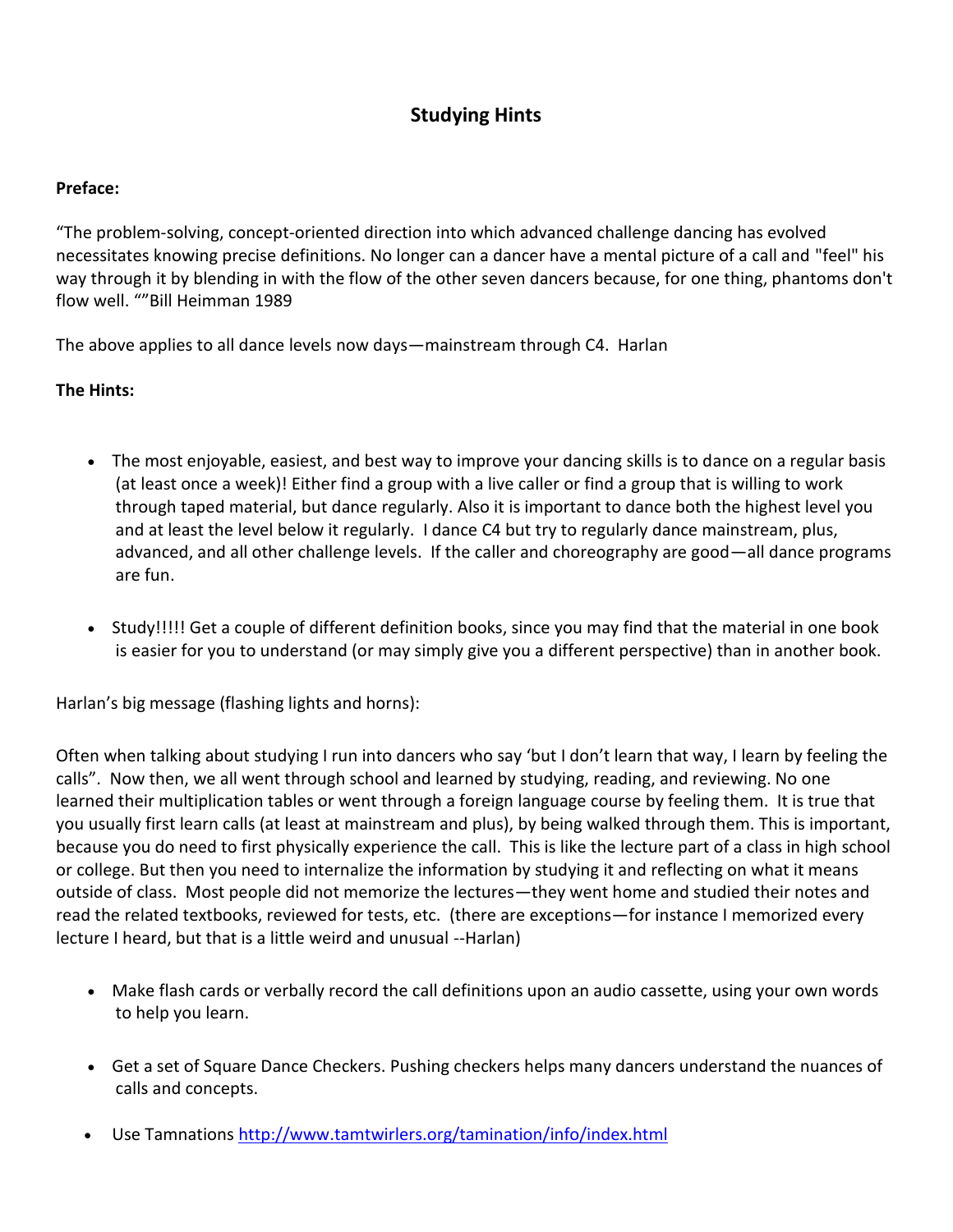## Studying Hints

**Preface:**

"The problem-solving, concept-oriented direction into which advanced challenge dancing has evolved necessitates knowing precise definitions. No longer can a dancer have a mental picture of a call and "feel" his way through it by blending in with the flow of the other seven dancers because, for one thing, phantoms don't flow well. ""Bill Heimman 1989

The above applies to all dance levels now days—mainstream through C4. Harlan

**The Hints:**

- The most enjoyable, easiest, and best way to improve your dancing skills is to dance on a regular basis (at least once a week)! Either find a group with a live caller or find a group that is willing to work through taped material, but dance regularly. Also it is important to dance both the highest level you and at least the level below it regularly. I dance C4 but try to regularly dance mainstream, plus, advanced, and all other challenge levels. If the caller and choreography are good—all dance programs are fun.

- Study!!!!! Get a couple of different definition books, since you may find that the material in one book is easier for you to understand (or may simply give you a different perspective) than in another book.

Harlan's big message (flashing lights and horns):

Often when talking about studying I run into dancers who say 'but I don't learn that way, I learn by feeling the calls". Now then, we all went through school and learned by studying, reading, and reviewing. No one learned their multiplication tables or went through a foreign language course by feeling them. It is true that you usually first learn calls (at least at mainstream and plus), by being walked through them. This is important, because you do need to first physically experience the call. This is like the lecture part of a class in high school or college. But then you need to internalize the information by studying it and reflecting on what it means outside of class. Most people did not memorize the lectures—they went home and studied their notes and read the related textbooks, reviewed for tests, etc. (there are exceptions—for instance I memorized every lecture I heard, but that is a little weird and unusual --Harlan)

- Make flash cards or verbally record the call definitions upon an audio cassette, using your own words to help you learn.

- Get a set of Square Dance Checkers. Pushing checkers helps many dancers understand the nuances of calls and concepts.

- Use Tamnations [http://www.tamtwirlers.org/tamination/info/index.html](http://www.tamtwirlers.org/tamination/info/index.html)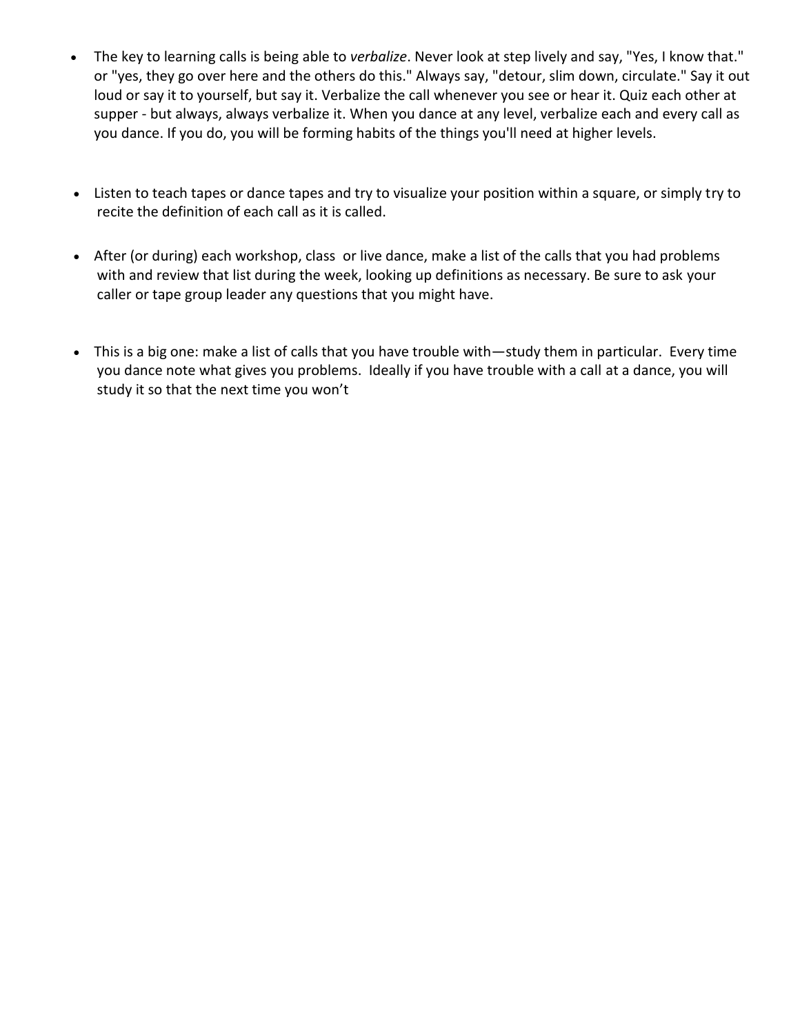- The key to learning calls is being able to *verbalize*. Never look at step lively and say, "Yes, I know that." or "yes, they go over here and the others do this." Always say, "detour, slim down, circulate." Say it out loud or say it to yourself, but say it. Verbalize the call whenever you see or hear it. Quiz each other at supper - but always, always verbalize it. When you dance at any level, verbalize each and every call as you dance. If you do, you will be forming habits of the things you'll need at higher levels.

- Listen to teach tapes or dance tapes and try to visualize your position within a square, or simply try to recite the definition of each call as it is called.

- After (or during) each workshop, class or live dance, make a list of the calls that you had problems with and review that list during the week, looking up definitions as necessary. Be sure to ask your caller or tape group leader any questions that you might have.

- This is a big one: make a list of calls that you have trouble with—study them in particular. Every time you dance note what gives you problems. Ideally if you have trouble with a call at a dance, you will study it so that the next time you won't